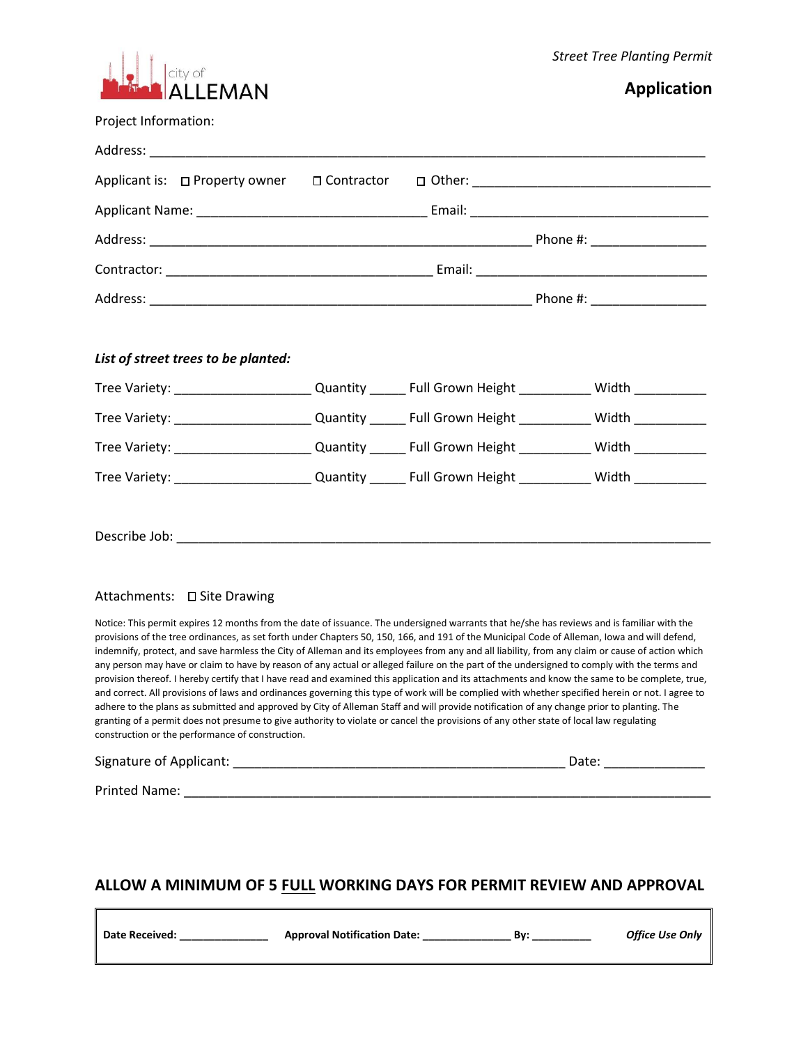city of ALLEMAN

*Street Tree Planting Permit*

## Application

Project Information:

Address: ___________________________________________________________________________

Applicant is: ☐ Property owner ☐ Contractor ☐ Other: ________________________________

Applicant Name: _______________________________ Email: ________________________________

Address: ____________________________________________________ Phone #: _______________

Contractor: ____________________________________ Email: _______________________________

Address: ____________________________________________________ Phone #: _______________

***List of street trees to be planted:***

Tree Variety: __________________ Quantity _____ Full Grown Height _________ Width _________

Tree Variety: __________________ Quantity _____ Full Grown Height _________ Width _________

Tree Variety: __________________ Quantity _____ Full Grown Height _________ Width _________

Tree Variety: __________________ Quantity _____ Full Grown Height _________ Width _________

Describe Job: ________________________________________________________________________

Attachments: ☐ Site Drawing

Notice: This permit expires 12 months from the date of issuance. The undersigned warrants that he/she has reviews and is familiar with the provisions of the tree ordinances, as set forth under Chapters 50, 150, 166, and 191 of the Municipal Code of Alleman, Iowa and will defend, indemnify, protect, and save harmless the City of Alleman and its employees from any and all liability, from any claim or cause of action which any person may have or claim to have by reason of any actual or alleged failure on the part of the undersigned to comply with the terms and provision thereof. I hereby certify that I have read and examined this application and its attachments and know the same to be complete, true, and correct. All provisions of laws and ordinances governing this type of work will be complied with whether specified herein or not. I agree to adhere to the plans as submitted and approved by City of Alleman Staff and will provide notification of any change prior to planting. The granting of a permit does not presume to give authority to violate or cancel the provisions of any other state of local law regulating construction or the performance of construction.

Signature of Applicant: _____________________________________________ Date: _____________

Printed Name: _______________________________________________________________________

### ALLOW A MINIMUM OF 5 FULL WORKING DAYS FOR PERMIT REVIEW AND APPROVAL

| **Date Received:** ______________ | **Approval Notification Date:** ______________ | **By:** _________ | ***Office Use Only*** |
|---|---|---|---|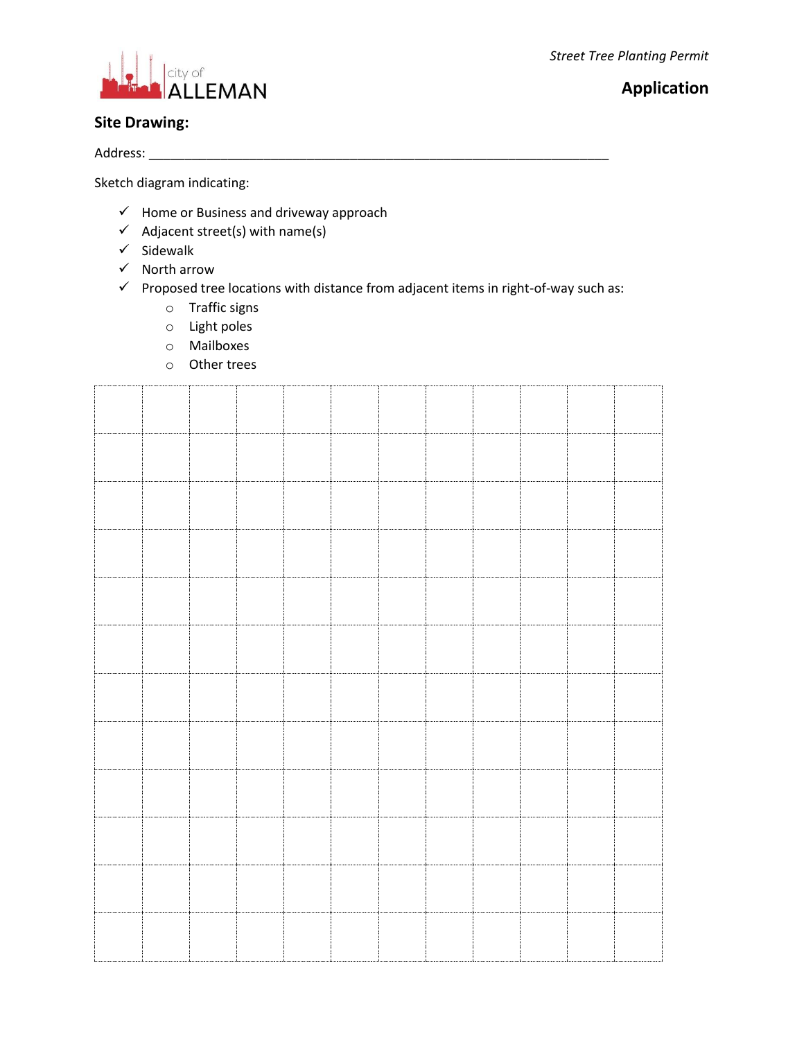city of ALLEMAN

*Street Tree Planting Permit*

**Application**

## Site Drawing:

Address: ___________________________________________________________

Sketch diagram indicating:

- ✓ Home or Business and driveway approach
- ✓ Adjacent street(s) with name(s)
- ✓ Sidewalk
- ✓ North arrow
- ✓ Proposed tree locations with distance from adjacent items in right-of-way such as:
  - Traffic signs
  - Light poles
  - Mailboxes
  - Other trees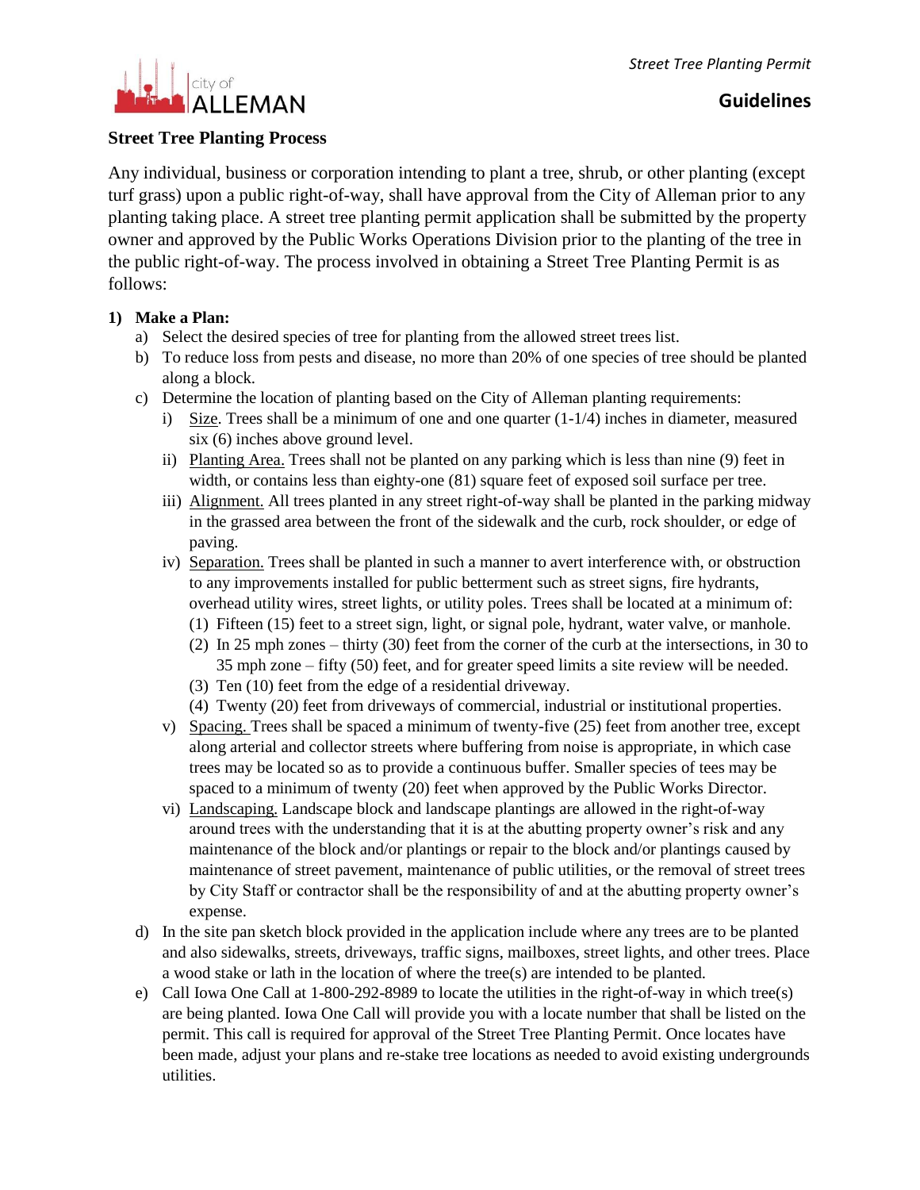# Street Tree Planting Process

Any individual, business or corporation intending to plant a tree, shrub, or other planting (except turf grass) upon a public right-of-way, shall have approval from the City of Alleman prior to any planting taking place. A street tree planting permit application shall be submitted by the property owner and approved by the Public Works Operations Division prior to the planting of the tree in the public right-of-way. The process involved in obtaining a Street Tree Planting Permit is as follows:

1) **Make a Plan:**
   a) Select the desired species of tree for planting from the allowed street trees list.
   b) To reduce loss from pests and disease, no more than 20% of one species of tree should be planted along a block.
   c) Determine the location of planting based on the City of Alleman planting requirements:
      i) Size. Trees shall be a minimum of one and one quarter (1-1/4) inches in diameter, measured six (6) inches above ground level.
      ii) Planting Area. Trees shall not be planted on any parking which is less than nine (9) feet in width, or contains less than eighty-one (81) square feet of exposed soil surface per tree.
      iii) Alignment. All trees planted in any street right-of-way shall be planted in the parking midway in the grassed area between the front of the sidewalk and the curb, rock shoulder, or edge of paving.
      iv) Separation. Trees shall be planted in such a manner to avert interference with, or obstruction to any improvements installed for public betterment such as street signs, fire hydrants, overhead utility wires, street lights, or utility poles. Trees shall be located at a minimum of:
         (1) Fifteen (15) feet to a street sign, light, or signal pole, hydrant, water valve, or manhole.
         (2) In 25 mph zones – thirty (30) feet from the corner of the curb at the intersections, in 30 to 35 mph zone – fifty (50) feet, and for greater speed limits a site review will be needed.
         (3) Ten (10) feet from the edge of a residential driveway.
         (4) Twenty (20) feet from driveways of commercial, industrial or institutional properties.
      v) Spacing. Trees shall be spaced a minimum of twenty-five (25) feet from another tree, except along arterial and collector streets where buffering from noise is appropriate, in which case trees may be located so as to provide a continuous buffer. Smaller species of tees may be spaced to a minimum of twenty (20) feet when approved by the Public Works Director.
      vi) Landscaping. Landscape block and landscape plantings are allowed in the right-of-way around trees with the understanding that it is at the abutting property owner's risk and any maintenance of the block and/or plantings or repair to the block and/or plantings caused by maintenance of street pavement, maintenance of public utilities, or the removal of street trees by City Staff or contractor shall be the responsibility of and at the abutting property owner's expense.
   d) In the site pan sketch block provided in the application include where any trees are to be planted and also sidewalks, streets, driveways, traffic signs, mailboxes, street lights, and other trees. Place a wood stake or lath in the location of where the tree(s) are intended to be planted.
   e) Call Iowa One Call at 1-800-292-8989 to locate the utilities in the right-of-way in which tree(s) are being planted. Iowa One Call will provide you with a locate number that shall be listed on the permit. This call is required for approval of the Street Tree Planting Permit. Once locates have been made, adjust your plans and re-stake tree locations as needed to avoid existing undergrounds utilities.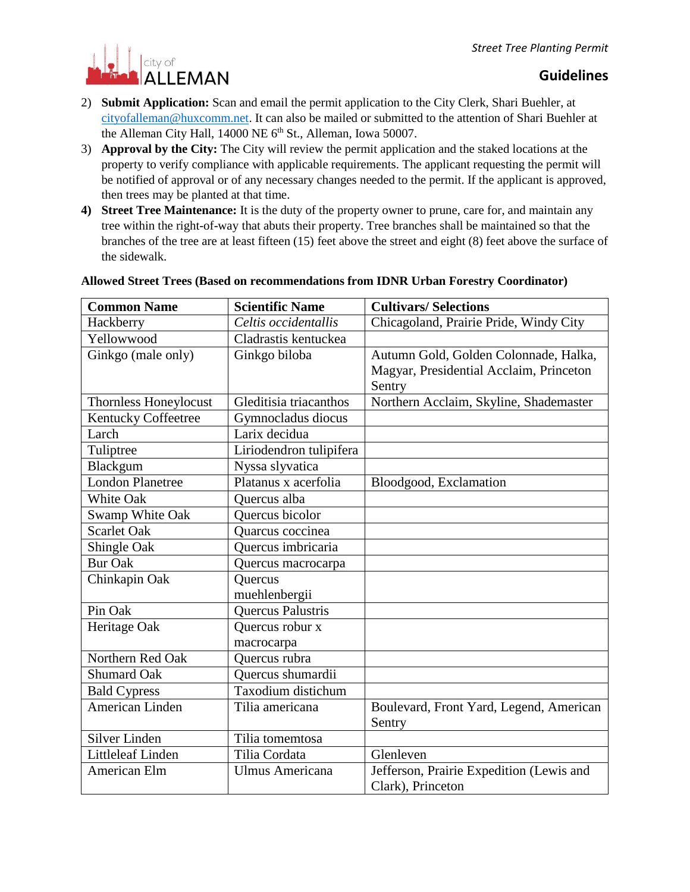2) **Submit Application:** Scan and email the permit application to the City Clerk, Shari Buehler, at cityofalleman@huxcomm.net. It can also be mailed or submitted to the attention of Shari Buehler at the Alleman City Hall, 14000 NE 6th St., Alleman, Iowa 50007.
3) **Approval by the City:** The City will review the permit application and the staked locations at the property to verify compliance with applicable requirements. The applicant requesting the permit will be notified of approval or of any necessary changes needed to the permit. If the applicant is approved, then trees may be planted at that time.
4) **Street Tree Maintenance:** It is the duty of the property owner to prune, care for, and maintain any tree within the right-of-way that abuts their property. Tree branches shall be maintained so that the branches of the tree are at least fifteen (15) feet above the street and eight (8) feet above the surface of the sidewalk.

**Allowed Street Trees (Based on recommendations from IDNR Urban Forestry Coordinator)**

| **Common Name** | **Scientific Name** | **Cultivars/ Selections** |
|---|---|---|
| Hackberry | *Celtis occidentallis* | Chicagoland, Prairie Pride, Windy City |
| Yellowwood | Cladrastis kentuckea | |
| Ginkgo (male only) | Ginkgo biloba | Autumn Gold, Golden Colonnade, Halka, Magyar, Presidential Acclaim, Princeton Sentry |
| Thornless Honeylocust | Gleditisia triacanthos | Northern Acclaim, Skyline, Shademaster |
| Kentucky Coffeetree | Gymnocladus diocus | |
| Larch | Larix decidua | |
| Tuliptree | Liriodendron tulipifera | |
| Blackgum | Nyssa slyvatica | |
| London Planetree | Platanus x acerfolia | Bloodgood, Exclamation |
| White Oak | Quercus alba | |
| Swamp White Oak | Quercus bicolor | |
| Scarlet Oak | Quarcus coccinea | |
| Shingle Oak | Quercus imbricaria | |
| Bur Oak | Quercus macrocarpa | |
| Chinkapin Oak | Quercus muehlenbergii | |
| Pin Oak | Quercus Palustris | |
| Heritage Oak | Quercus robur x macrocarpa | |
| Northern Red Oak | Quercus rubra | |
| Shumard Oak | Quercus shumardii | |
| Bald Cypress | Taxodium distichum | |
| American Linden | Tilia americana | Boulevard, Front Yard, Legend, American Sentry |
| Silver Linden | Tilia tomemtosa | |
| Littleleaf Linden | Tilia Cordata | Glenleven |
| American Elm | Ulmus Americana | Jefferson, Prairie Expedition (Lewis and Clark), Princeton |